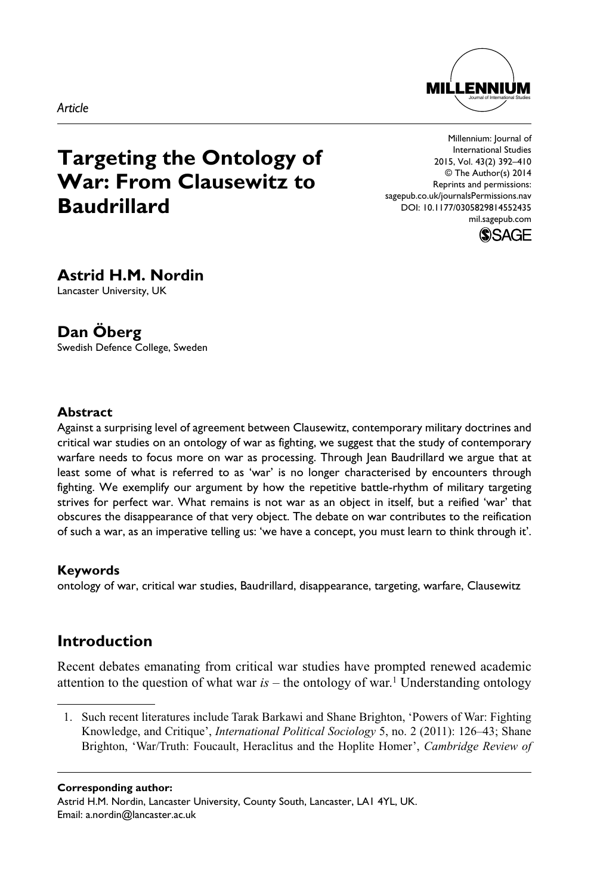*Article*

# Targeting the Ontology of War: From Clausewitz to Baudrillard

Millennium: Journal of International Studies
2015, Vol. 43(2) 392–410
© The Author(s) 2014
Reprints and permissions: sagepub.co.uk/journalsPermissions.nav
DOI: 10.1177/0305829814552435
mil.sagepub.com

**Astrid H.M. Nordin**
Lancaster University, UK

**Dan Öberg**
Swedish Defence College, Sweden

### Abstract

Against a surprising level of agreement between Clausewitz, contemporary military doctrines and critical war studies on an ontology of war as fighting, we suggest that the study of contemporary warfare needs to focus more on war as processing. Through Jean Baudrillard we argue that at least some of what is referred to as 'war' is no longer characterised by encounters through fighting. We exemplify our argument by how the repetitive battle-rhythm of military targeting strives for perfect war. What remains is not war as an object in itself, but a reified 'war' that obscures the disappearance of that very object. The debate on war contributes to the reification of such a war, as an imperative telling us: 'we have a concept, you must learn to think through it'.

### Keywords

ontology of war, critical war studies, Baudrillard, disappearance, targeting, warfare, Clausewitz

## Introduction

Recent debates emanating from critical war studies have prompted renewed academic attention to the question of what war *is* – the ontology of war.[1] Understanding ontology

1. Such recent literatures include Tarak Barkawi and Shane Brighton, 'Powers of War: Fighting Knowledge, and Critique', *International Political Sociology* 5, no. 2 (2011): 126–43; Shane Brighton, 'War/Truth: Foucault, Heraclitus and the Hoplite Homer', *Cambridge Review of*

**Corresponding author:**
Astrid H.M. Nordin, Lancaster University, County South, Lancaster, LA1 4YL, UK.
Email: a.nordin@lancaster.ac.uk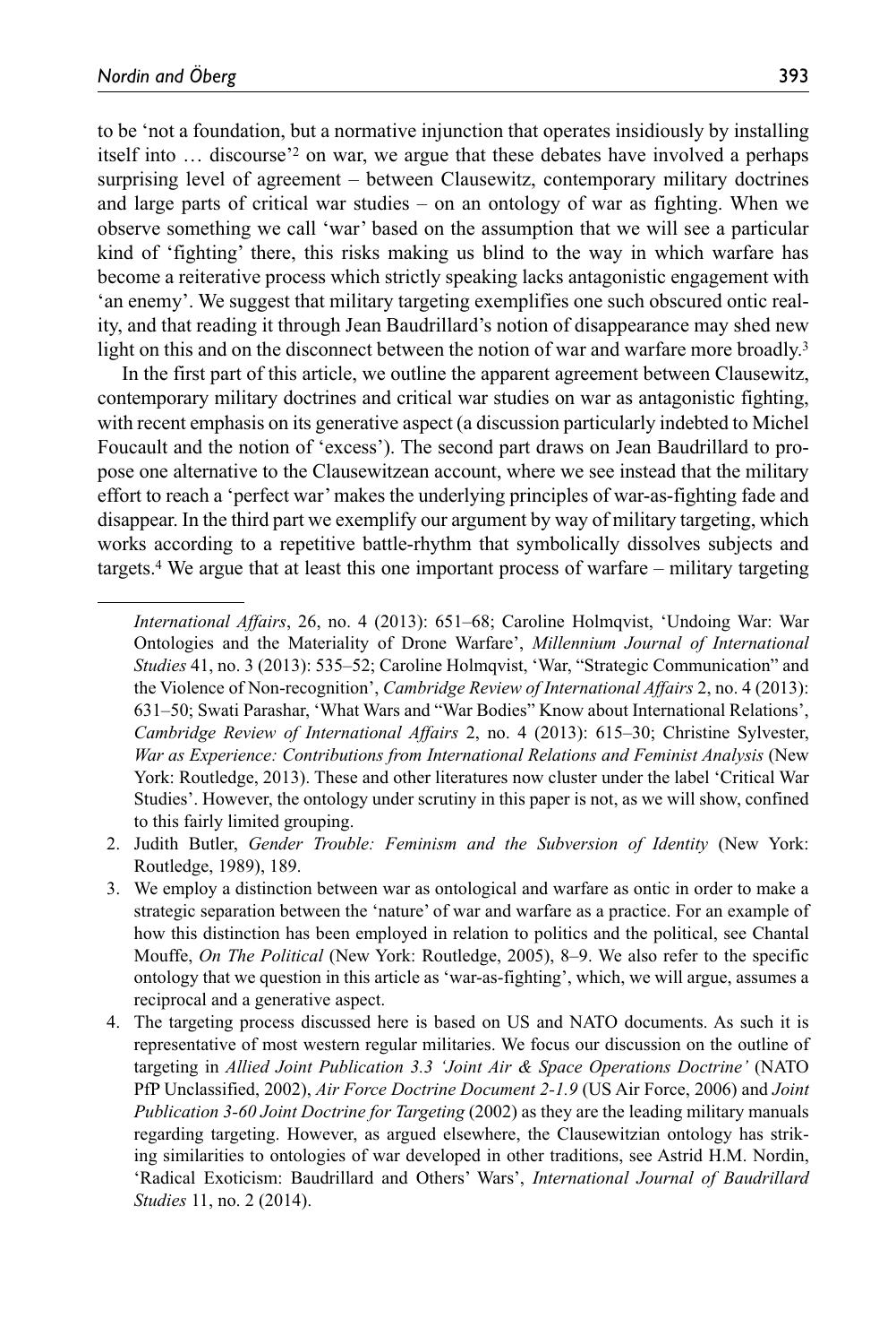to be 'not a foundation, but a normative injunction that operates insidiously by installing itself into … discourse'[2] on war, we argue that these debates have involved a perhaps surprising level of agreement – between Clausewitz, contemporary military doctrines and large parts of critical war studies – on an ontology of war as fighting. When we observe something we call 'war' based on the assumption that we will see a particular kind of 'fighting' there, this risks making us blind to the way in which warfare has become a reiterative process which strictly speaking lacks antagonistic engagement with 'an enemy'. We suggest that military targeting exemplifies one such obscured ontic reality, and that reading it through Jean Baudrillard's notion of disappearance may shed new light on this and on the disconnect between the notion of war and warfare more broadly.[3]

In the first part of this article, we outline the apparent agreement between Clausewitz, contemporary military doctrines and critical war studies on war as antagonistic fighting, with recent emphasis on its generative aspect (a discussion particularly indebted to Michel Foucault and the notion of 'excess'). The second part draws on Jean Baudrillard to propose one alternative to the Clausewitzean account, where we see instead that the military effort to reach a 'perfect war' makes the underlying principles of war-as-fighting fade and disappear. In the third part we exemplify our argument by way of military targeting, which works according to a repetitive battle-rhythm that symbolically dissolves subjects and targets.[4] We argue that at least this one important process of warfare – military targeting

---

*International Affairs*, 26, no. 4 (2013): 651–68; Caroline Holmqvist, 'Undoing War: War Ontologies and the Materiality of Drone Warfare', *Millennium Journal of International Studies* 41, no. 3 (2013): 535–52; Caroline Holmqvist, 'War, "Strategic Communication" and the Violence of Non-recognition', *Cambridge Review of International Affairs* 2, no. 4 (2013): 631–50; Swati Parashar, 'What Wars and "War Bodies" Know about International Relations', *Cambridge Review of International Affairs* 2, no. 4 (2013): 615–30; Christine Sylvester, *War as Experience: Contributions from International Relations and Feminist Analysis* (New York: Routledge, 2013). These and other literatures now cluster under the label 'Critical War Studies'. However, the ontology under scrutiny in this paper is not, as we will show, confined to this fairly limited grouping.

2. Judith Butler, *Gender Trouble: Feminism and the Subversion of Identity* (New York: Routledge, 1989), 189.
3. We employ a distinction between war as ontological and warfare as ontic in order to make a strategic separation between the 'nature' of war and warfare as a practice. For an example of how this distinction has been employed in relation to politics and the political, see Chantal Mouffe, *On The Political* (New York: Routledge, 2005), 8–9. We also refer to the specific ontology that we question in this article as 'war-as-fighting', which, we will argue, assumes a reciprocal and a generative aspect.
4. The targeting process discussed here is based on US and NATO documents. As such it is representative of most western regular militaries. We focus our discussion on the outline of targeting in *Allied Joint Publication 3.3 'Joint Air & Space Operations Doctrine'* (NATO PfP Unclassified, 2002), *Air Force Doctrine Document 2-1.9* (US Air Force, 2006) and *Joint Publication 3-60 Joint Doctrine for Targeting* (2002) as they are the leading military manuals regarding targeting. However, as argued elsewhere, the Clausewitzian ontology has striking similarities to ontologies of war developed in other traditions, see Astrid H.M. Nordin, 'Radical Exoticism: Baudrillard and Others' Wars', *International Journal of Baudrillard Studies* 11, no. 2 (2014).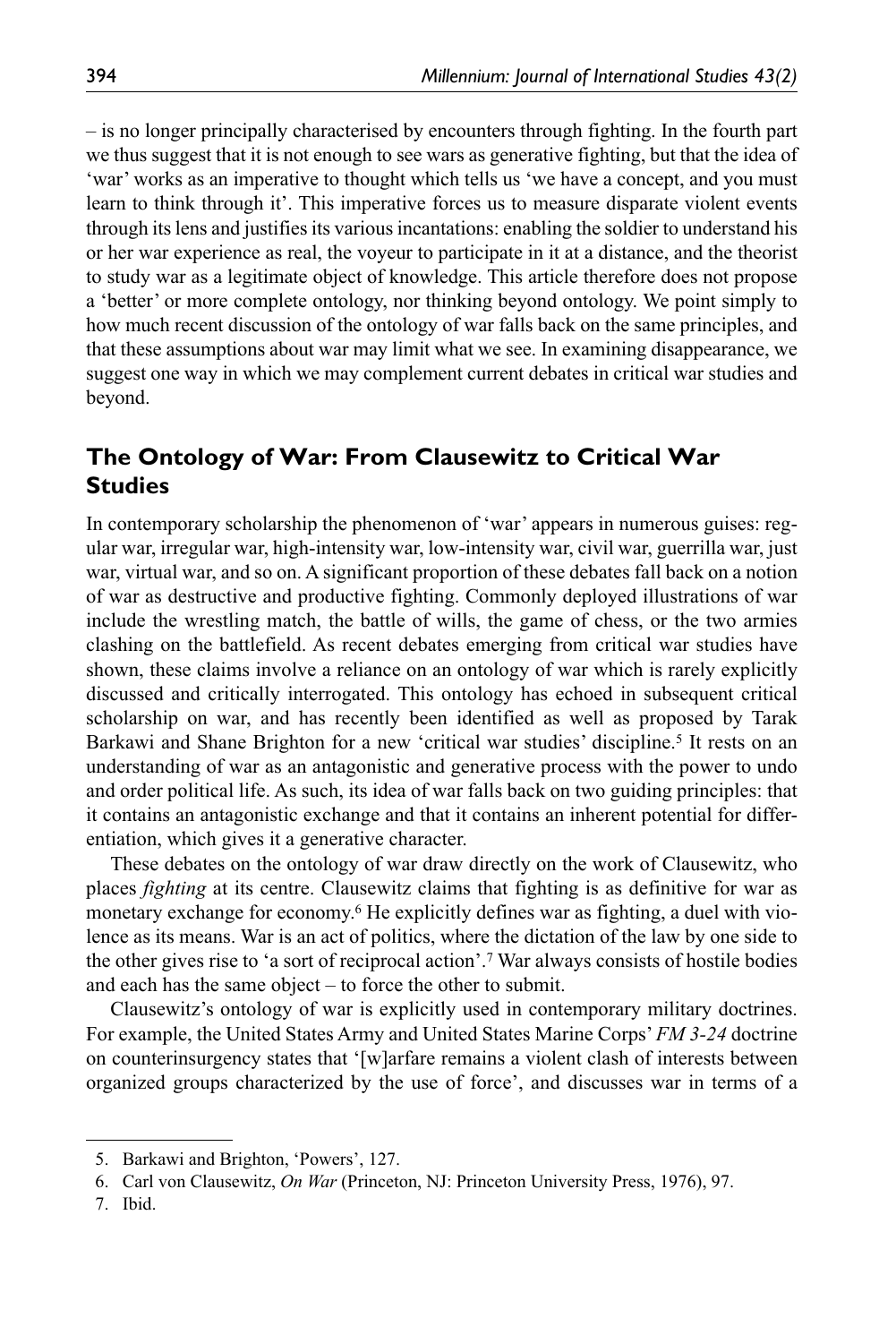– is no longer principally characterised by encounters through fighting. In the fourth part we thus suggest that it is not enough to see wars as generative fighting, but that the idea of 'war' works as an imperative to thought which tells us 'we have a concept, and you must learn to think through it'. This imperative forces us to measure disparate violent events through its lens and justifies its various incantations: enabling the soldier to understand his or her war experience as real, the voyeur to participate in it at a distance, and the theorist to study war as a legitimate object of knowledge. This article therefore does not propose a 'better' or more complete ontology, nor thinking beyond ontology. We point simply to how much recent discussion of the ontology of war falls back on the same principles, and that these assumptions about war may limit what we see. In examining disappearance, we suggest one way in which we may complement current debates in critical war studies and beyond.

## The Ontology of War: From Clausewitz to Critical War Studies

In contemporary scholarship the phenomenon of 'war' appears in numerous guises: regular war, irregular war, high-intensity war, low-intensity war, civil war, guerrilla war, just war, virtual war, and so on. A significant proportion of these debates fall back on a notion of war as destructive and productive fighting. Commonly deployed illustrations of war include the wrestling match, the battle of wills, the game of chess, or the two armies clashing on the battlefield. As recent debates emerging from critical war studies have shown, these claims involve a reliance on an ontology of war which is rarely explicitly discussed and critically interrogated. This ontology has echoed in subsequent critical scholarship on war, and has recently been identified as well as proposed by Tarak Barkawi and Shane Brighton for a new 'critical war studies' discipline.[5] It rests on an understanding of war as an antagonistic and generative process with the power to undo and order political life. As such, its idea of war falls back on two guiding principles: that it contains an antagonistic exchange and that it contains an inherent potential for differentiation, which gives it a generative character.

These debates on the ontology of war draw directly on the work of Clausewitz, who places *fighting* at its centre. Clausewitz claims that fighting is as definitive for war as monetary exchange for economy.[6] He explicitly defines war as fighting, a duel with violence as its means. War is an act of politics, where the dictation of the law by one side to the other gives rise to 'a sort of reciprocal action'.[7] War always consists of hostile bodies and each has the same object – to force the other to submit.

Clausewitz's ontology of war is explicitly used in contemporary military doctrines. For example, the United States Army and United States Marine Corps' *FM 3-24* doctrine on counterinsurgency states that '[w]arfare remains a violent clash of interests between organized groups characterized by the use of force', and discusses war in terms of a

5. Barkawi and Brighton, 'Powers', 127.
6. Carl von Clausewitz, *On War* (Princeton, NJ: Princeton University Press, 1976), 97.
7. Ibid.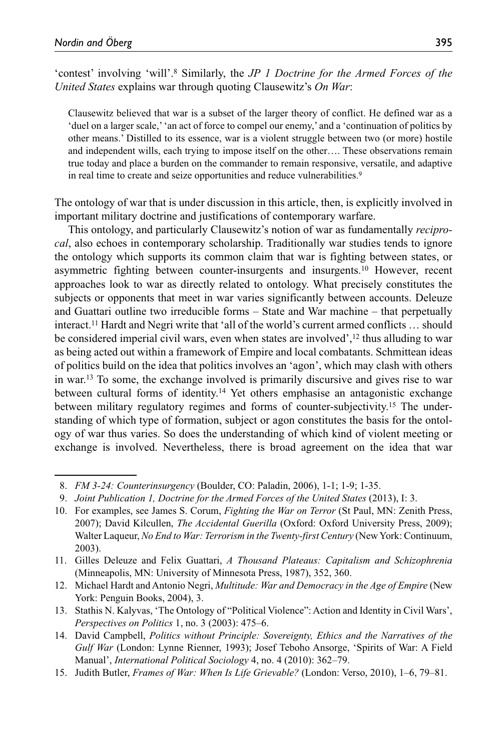'contest' involving 'will'.[8] Similarly, the *JP 1 Doctrine for the Armed Forces of the United States* explains war through quoting Clausewitz's *On War*:

> Clausewitz believed that war is a subset of the larger theory of conflict. He defined war as a 'duel on a larger scale,' 'an act of force to compel our enemy,' and a 'continuation of politics by other means.' Distilled to its essence, war is a violent struggle between two (or more) hostile and independent wills, each trying to impose itself on the other…. These observations remain true today and place a burden on the commander to remain responsive, versatile, and adaptive in real time to create and seize opportunities and reduce vulnerabilities.[9]

The ontology of war that is under discussion in this article, then, is explicitly involved in important military doctrine and justifications of contemporary warfare.

This ontology, and particularly Clausewitz's notion of war as fundamentally *reciprocal*, also echoes in contemporary scholarship. Traditionally war studies tends to ignore the ontology which supports its common claim that war is fighting between states, or asymmetric fighting between counter-insurgents and insurgents.[10] However, recent approaches look to war as directly related to ontology. What precisely constitutes the subjects or opponents that meet in war varies significantly between accounts. Deleuze and Guattari outline two irreducible forms – State and War machine – that perpetually interact.[11] Hardt and Negri write that 'all of the world's current armed conflicts … should be considered imperial civil wars, even when states are involved',[12] thus alluding to war as being acted out within a framework of Empire and local combatants. Schmittean ideas of politics build on the idea that politics involves an 'agon', which may clash with others in war.[13] To some, the exchange involved is primarily discursive and gives rise to war between cultural forms of identity.[14] Yet others emphasise an antagonistic exchange between military regulatory regimes and forms of counter-subjectivity.[15] The understanding of which type of formation, subject or agon constitutes the basis for the ontology of war thus varies. So does the understanding of which kind of violent meeting or exchange is involved. Nevertheless, there is broad agreement on the idea that war

---

8. *FM 3-24: Counterinsurgency* (Boulder, CO: Paladin, 2006), 1-1; 1-9; 1-35.
9. *Joint Publication 1, Doctrine for the Armed Forces of the United States* (2013), I: 3.
10. For examples, see James S. Corum, *Fighting the War on Terror* (St Paul, MN: Zenith Press, 2007); David Kilcullen, *The Accidental Guerilla* (Oxford: Oxford University Press, 2009); Walter Laqueur, *No End to War: Terrorism in the Twenty-first Century* (New York: Continuum, 2003).
11. Gilles Deleuze and Felix Guattari, *A Thousand Plateaus: Capitalism and Schizophrenia* (Minneapolis, MN: University of Minnesota Press, 1987), 352, 360.
12. Michael Hardt and Antonio Negri, *Multitude: War and Democracy in the Age of Empire* (New York: Penguin Books, 2004), 3.
13. Stathis N. Kalyvas, 'The Ontology of "Political Violence": Action and Identity in Civil Wars', *Perspectives on Politics* 1, no. 3 (2003): 475–6.
14. David Campbell, *Politics without Principle: Sovereignty, Ethics and the Narratives of the Gulf War* (London: Lynne Rienner, 1993); Josef Teboho Ansorge, 'Spirits of War: A Field Manual', *International Political Sociology* 4, no. 4 (2010): 362–79.
15. Judith Butler, *Frames of War: When Is Life Grievable?* (London: Verso, 2010), 1–6, 79–81.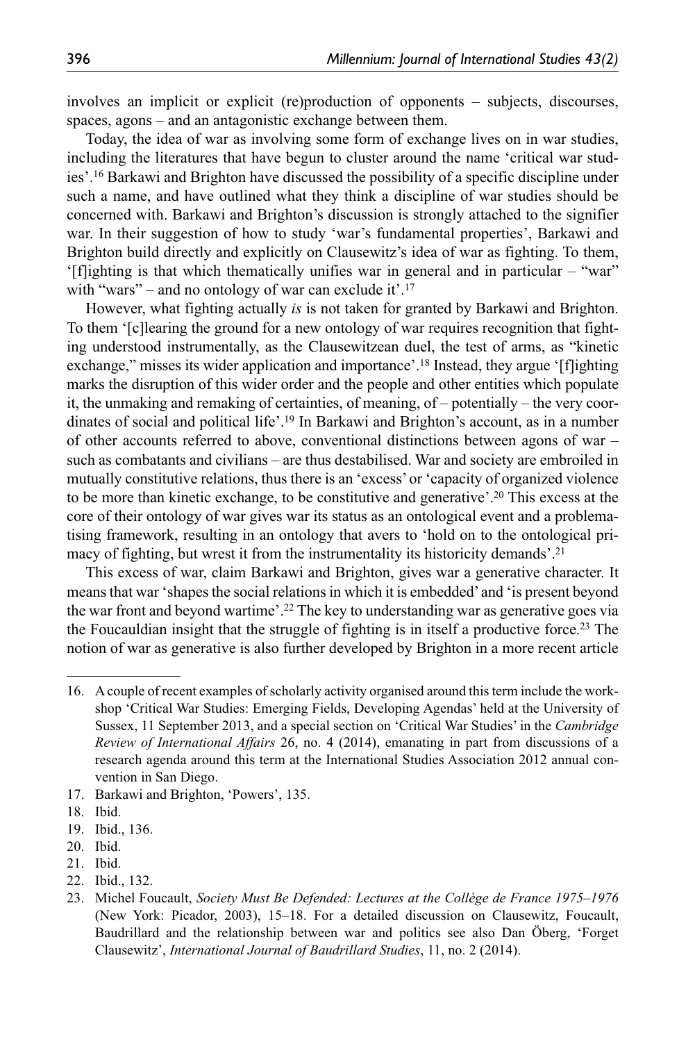involves an implicit or explicit (re)production of opponents – subjects, discourses, spaces, agons – and an antagonistic exchange between them.

Today, the idea of war as involving some form of exchange lives on in war studies, including the literatures that have begun to cluster around the name 'critical war studies'.[16] Barkawi and Brighton have discussed the possibility of a specific discipline under such a name, and have outlined what they think a discipline of war studies should be concerned with. Barkawi and Brighton's discussion is strongly attached to the signifier war. In their suggestion of how to study 'war's fundamental properties', Barkawi and Brighton build directly and explicitly on Clausewitz's idea of war as fighting. To them, '[f]ighting is that which thematically unifies war in general and in particular – "war" with "wars" – and no ontology of war can exclude it'.[17]

However, what fighting actually *is* is not taken for granted by Barkawi and Brighton. To them '[c]learing the ground for a new ontology of war requires recognition that fighting understood instrumentally, as the Clausewitzean duel, the test of arms, as "kinetic exchange," misses its wider application and importance'.[18] Instead, they argue '[f]ighting marks the disruption of this wider order and the people and other entities which populate it, the unmaking and remaking of certainties, of meaning, of – potentially – the very coordinates of social and political life'.[19] In Barkawi and Brighton's account, as in a number of other accounts referred to above, conventional distinctions between agons of war – such as combatants and civilians – are thus destabilised. War and society are embroiled in mutually constitutive relations, thus there is an 'excess' or 'capacity of organized violence to be more than kinetic exchange, to be constitutive and generative'.[20] This excess at the core of their ontology of war gives war its status as an ontological event and a problematising framework, resulting in an ontology that avers to 'hold on to the ontological primacy of fighting, but wrest it from the instrumentality its historicity demands'.[21]

This excess of war, claim Barkawi and Brighton, gives war a generative character. It means that war 'shapes the social relations in which it is embedded' and 'is present beyond the war front and beyond wartime'.[22] The key to understanding war as generative goes via the Foucauldian insight that the struggle of fighting is in itself a productive force.[23] The notion of war as generative is also further developed by Brighton in a more recent article

16. A couple of recent examples of scholarly activity organised around this term include the workshop 'Critical War Studies: Emerging Fields, Developing Agendas' held at the University of Sussex, 11 September 2013, and a special section on 'Critical War Studies' in the *Cambridge Review of International Affairs* 26, no. 4 (2014), emanating in part from discussions of a research agenda around this term at the International Studies Association 2012 annual convention in San Diego.
17. Barkawi and Brighton, 'Powers', 135.
18. Ibid.
19. Ibid., 136.
20. Ibid.
21. Ibid.
22. Ibid., 132.
23. Michel Foucault, *Society Must Be Defended: Lectures at the Collège de France 1975–1976* (New York: Picador, 2003), 15–18. For a detailed discussion on Clausewitz, Foucault, Baudrillard and the relationship between war and politics see also Dan Öberg, 'Forget Clausewitz', *International Journal of Baudrillard Studies*, 11, no. 2 (2014).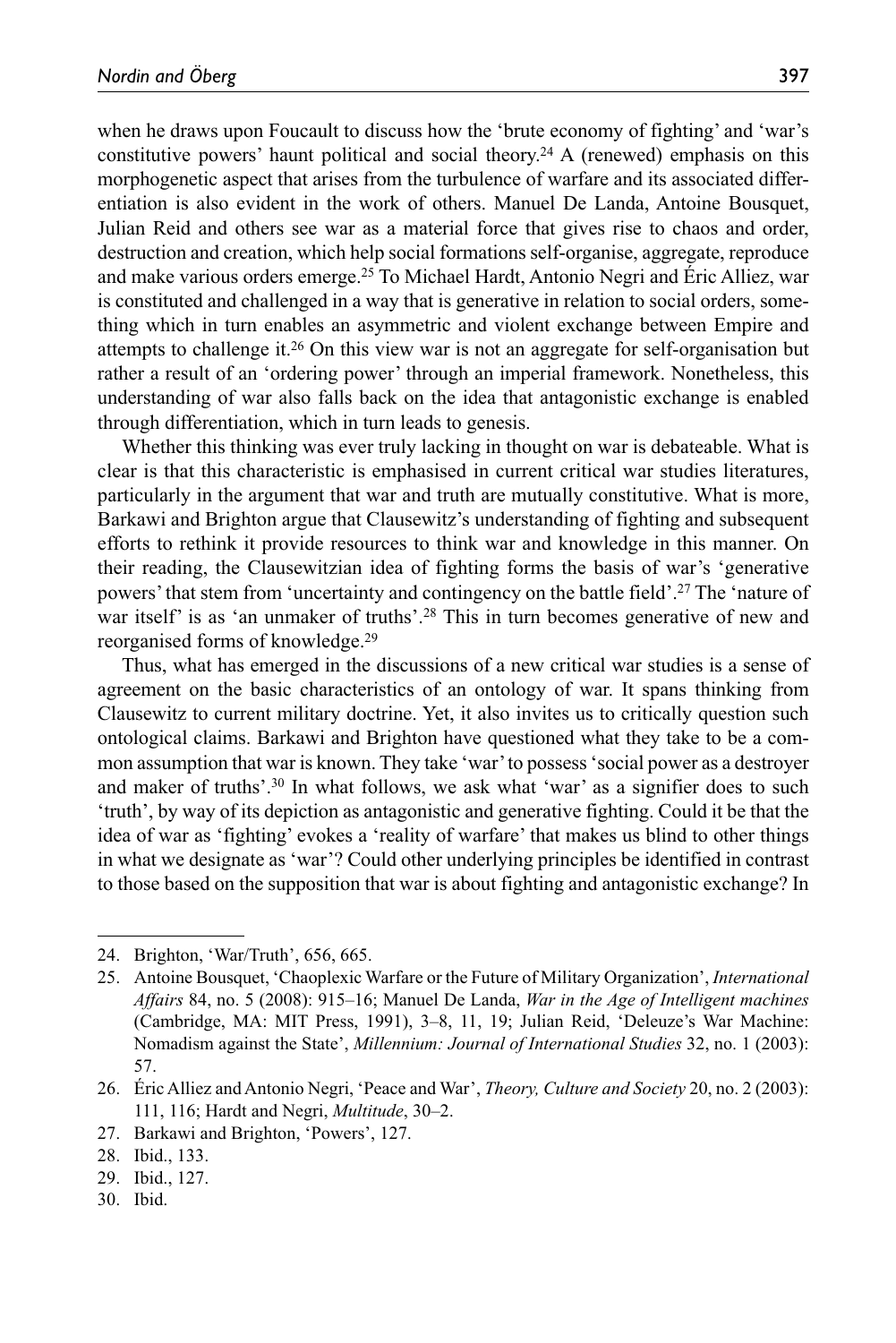when he draws upon Foucault to discuss how the 'brute economy of fighting' and 'war's constitutive powers' haunt political and social theory.[24] A (renewed) emphasis on this morphogenetic aspect that arises from the turbulence of warfare and its associated differentiation is also evident in the work of others. Manuel De Landa, Antoine Bousquet, Julian Reid and others see war as a material force that gives rise to chaos and order, destruction and creation, which help social formations self-organise, aggregate, reproduce and make various orders emerge.[25] To Michael Hardt, Antonio Negri and Éric Alliez, war is constituted and challenged in a way that is generative in relation to social orders, something which in turn enables an asymmetric and violent exchange between Empire and attempts to challenge it.[26] On this view war is not an aggregate for self-organisation but rather a result of an 'ordering power' through an imperial framework. Nonetheless, this understanding of war also falls back on the idea that antagonistic exchange is enabled through differentiation, which in turn leads to genesis.

Whether this thinking was ever truly lacking in thought on war is debateable. What is clear is that this characteristic is emphasised in current critical war studies literatures, particularly in the argument that war and truth are mutually constitutive. What is more, Barkawi and Brighton argue that Clausewitz's understanding of fighting and subsequent efforts to rethink it provide resources to think war and knowledge in this manner. On their reading, the Clausewitzian idea of fighting forms the basis of war's 'generative powers' that stem from 'uncertainty and contingency on the battle field'.[27] The 'nature of war itself' is as 'an unmaker of truths'.[28] This in turn becomes generative of new and reorganised forms of knowledge.[29]

Thus, what has emerged in the discussions of a new critical war studies is a sense of agreement on the basic characteristics of an ontology of war. It spans thinking from Clausewitz to current military doctrine. Yet, it also invites us to critically question such ontological claims. Barkawi and Brighton have questioned what they take to be a common assumption that war is known. They take 'war' to possess 'social power as a destroyer and maker of truths'.[30] In what follows, we ask what 'war' as a signifier does to such 'truth', by way of its depiction as antagonistic and generative fighting. Could it be that the idea of war as 'fighting' evokes a 'reality of warfare' that makes us blind to other things in what we designate as 'war'? Could other underlying principles be identified in contrast to those based on the supposition that war is about fighting and antagonistic exchange? In

---

24. Brighton, 'War/Truth', 656, 665.
25. Antoine Bousquet, 'Chaoplexic Warfare or the Future of Military Organization', *International Affairs* 84, no. 5 (2008): 915–16; Manuel De Landa, *War in the Age of Intelligent machines* (Cambridge, MA: MIT Press, 1991), 3–8, 11, 19; Julian Reid, 'Deleuze's War Machine: Nomadism against the State', *Millennium: Journal of International Studies* 32, no. 1 (2003): 57.
26. Éric Alliez and Antonio Negri, 'Peace and War', *Theory, Culture and Society* 20, no. 2 (2003): 111, 116; Hardt and Negri, *Multitude*, 30–2.
27. Barkawi and Brighton, 'Powers', 127.
28. Ibid., 133.
29. Ibid., 127.
30. Ibid.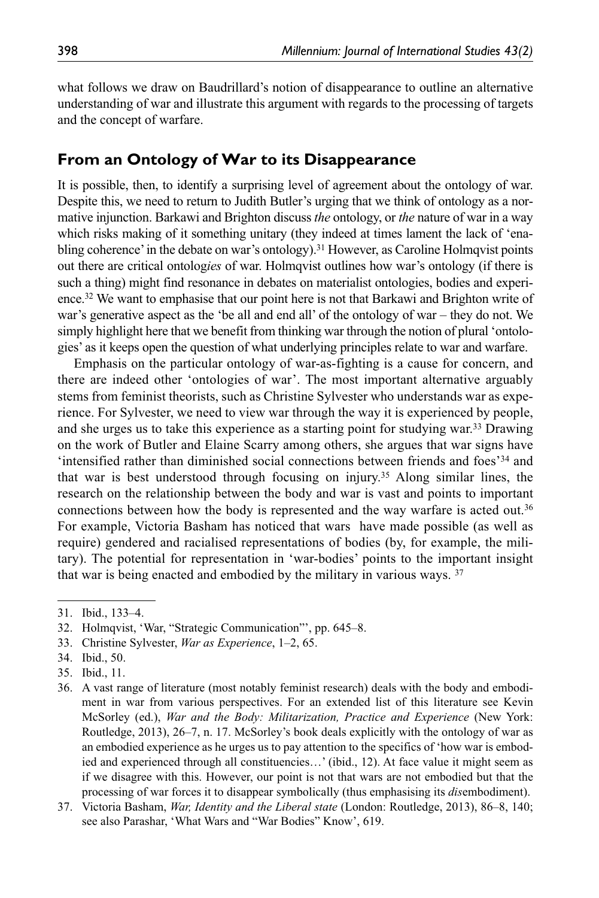what follows we draw on Baudrillard's notion of disappearance to outline an alternative understanding of war and illustrate this argument with regards to the processing of targets and the concept of warfare.

## From an Ontology of War to its Disappearance

It is possible, then, to identify a surprising level of agreement about the ontology of war. Despite this, we need to return to Judith Butler's urging that we think of ontology as a normative injunction. Barkawi and Brighton discuss *the* ontology, or *the* nature of war in a way which risks making of it something unitary (they indeed at times lament the lack of 'enabling coherence' in the debate on war's ontology).[31] However, as Caroline Holmqvist points out there are critical ontolog*ies* of war. Holmqvist outlines how war's ontology (if there is such a thing) might find resonance in debates on materialist ontologies, bodies and experience.[32] We want to emphasise that our point here is not that Barkawi and Brighton write of war's generative aspect as the 'be all and end all' of the ontology of war – they do not. We simply highlight here that we benefit from thinking war through the notion of plural 'ontologies' as it keeps open the question of what underlying principles relate to war and warfare.

Emphasis on the particular ontology of war-as-fighting is a cause for concern, and there are indeed other 'ontologies of war'. The most important alternative arguably stems from feminist theorists, such as Christine Sylvester who understands war as experience. For Sylvester, we need to view war through the way it is experienced by people, and she urges us to take this experience as a starting point for studying war.[33] Drawing on the work of Butler and Elaine Scarry among others, she argues that war signs have 'intensified rather than diminished social connections between friends and foes'[34] and that war is best understood through focusing on injury.[35] Along similar lines, the research on the relationship between the body and war is vast and points to important connections between how the body is represented and the way warfare is acted out.[36] For example, Victoria Basham has noticed that wars have made possible (as well as require) gendered and racialised representations of bodies (by, for example, the military). The potential for representation in 'war-bodies' points to the important insight that war is being enacted and embodied by the military in various ways. [37]

31. Ibid., 133–4.
32. Holmqvist, 'War, "Strategic Communication"', pp. 645–8.
33. Christine Sylvester, *War as Experience*, 1–2, 65.
34. Ibid., 50.
35. Ibid., 11.
36. A vast range of literature (most notably feminist research) deals with the body and embodiment in war from various perspectives. For an extended list of this literature see Kevin McSorley (ed.), *War and the Body: Militarization, Practice and Experience* (New York: Routledge, 2013), 26–7, n. 17. McSorley's book deals explicitly with the ontology of war as an embodied experience as he urges us to pay attention to the specifics of 'how war is embodied and experienced through all constituencies…' (ibid., 12). At face value it might seem as if we disagree with this. However, our point is not that wars are not embodied but that the processing of war forces it to disappear symbolically (thus emphasising its *dis*embodiment).
37. Victoria Basham, *War, Identity and the Liberal state* (London: Routledge, 2013), 86–8, 140; see also Parashar, 'What Wars and "War Bodies" Know', 619.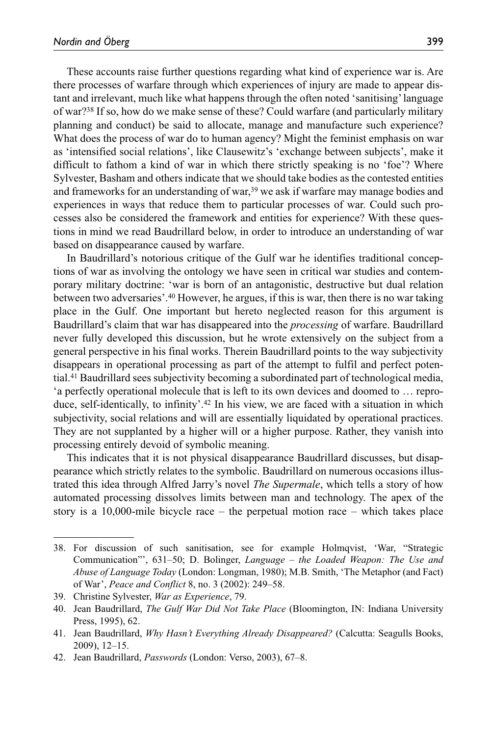These accounts raise further questions regarding what kind of experience war is. Are there processes of warfare through which experiences of injury are made to appear distant and irrelevant, much like what happens through the often noted 'sanitising' language of war?[38] If so, how do we make sense of these? Could warfare (and particularly military planning and conduct) be said to allocate, manage and manufacture such experience? What does the process of war do to human agency? Might the feminist emphasis on war as 'intensified social relations', like Clausewitz's 'exchange between subjects', make it difficult to fathom a kind of war in which there strictly speaking is no 'foe'? Where Sylvester, Basham and others indicate that we should take bodies as the contested entities and frameworks for an understanding of war,[39] we ask if warfare may manage bodies and experiences in ways that reduce them to particular processes of war. Could such processes also be considered the framework and entities for experience? With these questions in mind we read Baudrillard below, in order to introduce an understanding of war based on disappearance caused by warfare.

In Baudrillard's notorious critique of the Gulf war he identifies traditional conceptions of war as involving the ontology we have seen in critical war studies and contemporary military doctrine: 'war is born of an antagonistic, destructive but dual relation between two adversaries'.[40] However, he argues, if this is war, then there is no war taking place in the Gulf. One important but hereto neglected reason for this argument is Baudrillard's claim that war has disappeared into the *processing* of warfare. Baudrillard never fully developed this discussion, but he wrote extensively on the subject from a general perspective in his final works. Therein Baudrillard points to the way subjectivity disappears in operational processing as part of the attempt to fulfil and perfect potential.[41] Baudrillard sees subjectivity becoming a subordinated part of technological media, 'a perfectly operational molecule that is left to its own devices and doomed to … reproduce, self-identically, to infinity'.[42] In his view, we are faced with a situation in which subjectivity, social relations and will are essentially liquidated by operational practices. They are not supplanted by a higher will or a higher purpose. Rather, they vanish into processing entirely devoid of symbolic meaning.

This indicates that it is not physical disappearance Baudrillard discusses, but disappearance which strictly relates to the symbolic. Baudrillard on numerous occasions illustrated this idea through Alfred Jarry's novel *The Supermale*, which tells a story of how automated processing dissolves limits between man and technology. The apex of the story is a 10,000-mile bicycle race – the perpetual motion race – which takes place

38. For discussion of such sanitisation, see for example Holmqvist, 'War, "Strategic Communication"', 631–50; D. Bolinger, *Language – the Loaded Weapon: The Use and Abuse of Language Today* (London: Longman, 1980); M.B. Smith, 'The Metaphor (and Fact) of War', *Peace and Conflict* 8, no. 3 (2002): 249–58.
39. Christine Sylvester, *War as Experience*, 79.
40. Jean Baudrillard, *The Gulf War Did Not Take Place* (Bloomington, IN: Indiana University Press, 1995), 62.
41. Jean Baudrillard, *Why Hasn't Everything Already Disappeared?* (Calcutta: Seagulls Books, 2009), 12–15.
42. Jean Baudrillard, *Passwords* (London: Verso, 2003), 67–8.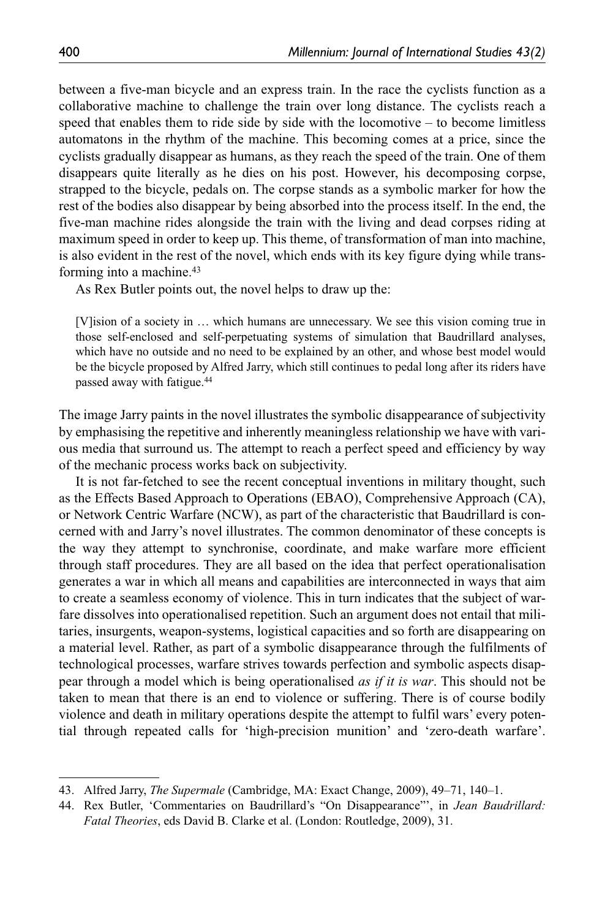between a five-man bicycle and an express train. In the race the cyclists function as a collaborative machine to challenge the train over long distance. The cyclists reach a speed that enables them to ride side by side with the locomotive – to become limitless automatons in the rhythm of the machine. This becoming comes at a price, since the cyclists gradually disappear as humans, as they reach the speed of the train. One of them disappears quite literally as he dies on his post. However, his decomposing corpse, strapped to the bicycle, pedals on. The corpse stands as a symbolic marker for how the rest of the bodies also disappear by being absorbed into the process itself. In the end, the five-man machine rides alongside the train with the living and dead corpses riding at maximum speed in order to keep up. This theme, of transformation of man into machine, is also evident in the rest of the novel, which ends with its key figure dying while transforming into a machine.[43]

As Rex Butler points out, the novel helps to draw up the:

> [V]ision of a society in … which humans are unnecessary. We see this vision coming true in those self-enclosed and self-perpetuating systems of simulation that Baudrillard analyses, which have no outside and no need to be explained by an other, and whose best model would be the bicycle proposed by Alfred Jarry, which still continues to pedal long after its riders have passed away with fatigue.[44]

The image Jarry paints in the novel illustrates the symbolic disappearance of subjectivity by emphasising the repetitive and inherently meaningless relationship we have with various media that surround us. The attempt to reach a perfect speed and efficiency by way of the mechanic process works back on subjectivity.

It is not far-fetched to see the recent conceptual inventions in military thought, such as the Effects Based Approach to Operations (EBAO), Comprehensive Approach (CA), or Network Centric Warfare (NCW), as part of the characteristic that Baudrillard is concerned with and Jarry's novel illustrates. The common denominator of these concepts is the way they attempt to synchronise, coordinate, and make warfare more efficient through staff procedures. They are all based on the idea that perfect operationalisation generates a war in which all means and capabilities are interconnected in ways that aim to create a seamless economy of violence. This in turn indicates that the subject of warfare dissolves into operationalised repetition. Such an argument does not entail that militaries, insurgents, weapon-systems, logistical capacities and so forth are disappearing on a material level. Rather, as part of a symbolic disappearance through the fulfilments of technological processes, warfare strives towards perfection and symbolic aspects disappear through a model which is being operationalised *as if it is war*. This should not be taken to mean that there is an end to violence or suffering. There is of course bodily violence and death in military operations despite the attempt to fulfil wars' every potential through repeated calls for 'high-precision munition' and 'zero-death warfare'.

43. Alfred Jarry, *The Supermale* (Cambridge, MA: Exact Change, 2009), 49–71, 140–1.
44. Rex Butler, 'Commentaries on Baudrillard's "On Disappearance"', in *Jean Baudrillard: Fatal Theories*, eds David B. Clarke et al. (London: Routledge, 2009), 31.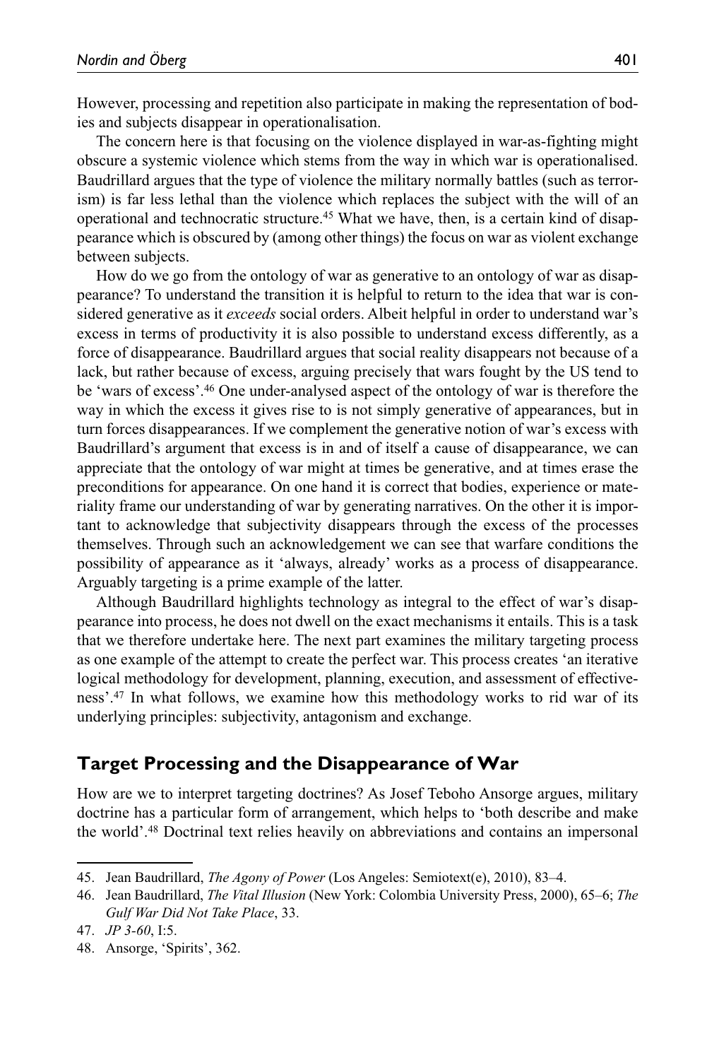However, processing and repetition also participate in making the representation of bodies and subjects disappear in operationalisation.

The concern here is that focusing on the violence displayed in war-as-fighting might obscure a systemic violence which stems from the way in which war is operationalised. Baudrillard argues that the type of violence the military normally battles (such as terrorism) is far less lethal than the violence which replaces the subject with the will of an operational and technocratic structure.[45] What we have, then, is a certain kind of disappearance which is obscured by (among other things) the focus on war as violent exchange between subjects.

How do we go from the ontology of war as generative to an ontology of war as disappearance? To understand the transition it is helpful to return to the idea that war is considered generative as it *exceeds* social orders. Albeit helpful in order to understand war's excess in terms of productivity it is also possible to understand excess differently, as a force of disappearance. Baudrillard argues that social reality disappears not because of a lack, but rather because of excess, arguing precisely that wars fought by the US tend to be 'wars of excess'.[46] One under-analysed aspect of the ontology of war is therefore the way in which the excess it gives rise to is not simply generative of appearances, but in turn forces disappearances. If we complement the generative notion of war's excess with Baudrillard's argument that excess is in and of itself a cause of disappearance, we can appreciate that the ontology of war might at times be generative, and at times erase the preconditions for appearance. On one hand it is correct that bodies, experience or materiality frame our understanding of war by generating narratives. On the other it is important to acknowledge that subjectivity disappears through the excess of the processes themselves. Through such an acknowledgement we can see that warfare conditions the possibility of appearance as it 'always, already' works as a process of disappearance. Arguably targeting is a prime example of the latter.

Although Baudrillard highlights technology as integral to the effect of war's disappearance into process, he does not dwell on the exact mechanisms it entails. This is a task that we therefore undertake here. The next part examines the military targeting process as one example of the attempt to create the perfect war. This process creates 'an iterative logical methodology for development, planning, execution, and assessment of effectiveness'.[47] In what follows, we examine how this methodology works to rid war of its underlying principles: subjectivity, antagonism and exchange.

## Target Processing and the Disappearance of War

How are we to interpret targeting doctrines? As Josef Teboho Ansorge argues, military doctrine has a particular form of arrangement, which helps to 'both describe and make the world'.[48] Doctrinal text relies heavily on abbreviations and contains an impersonal

45. Jean Baudrillard, *The Agony of Power* (Los Angeles: Semiotext(e), 2010), 83–4.
46. Jean Baudrillard, *The Vital Illusion* (New York: Colombia University Press, 2000), 65–6; *The Gulf War Did Not Take Place*, 33.
47. *JP 3-60*, I:5.
48. Ansorge, 'Spirits', 362.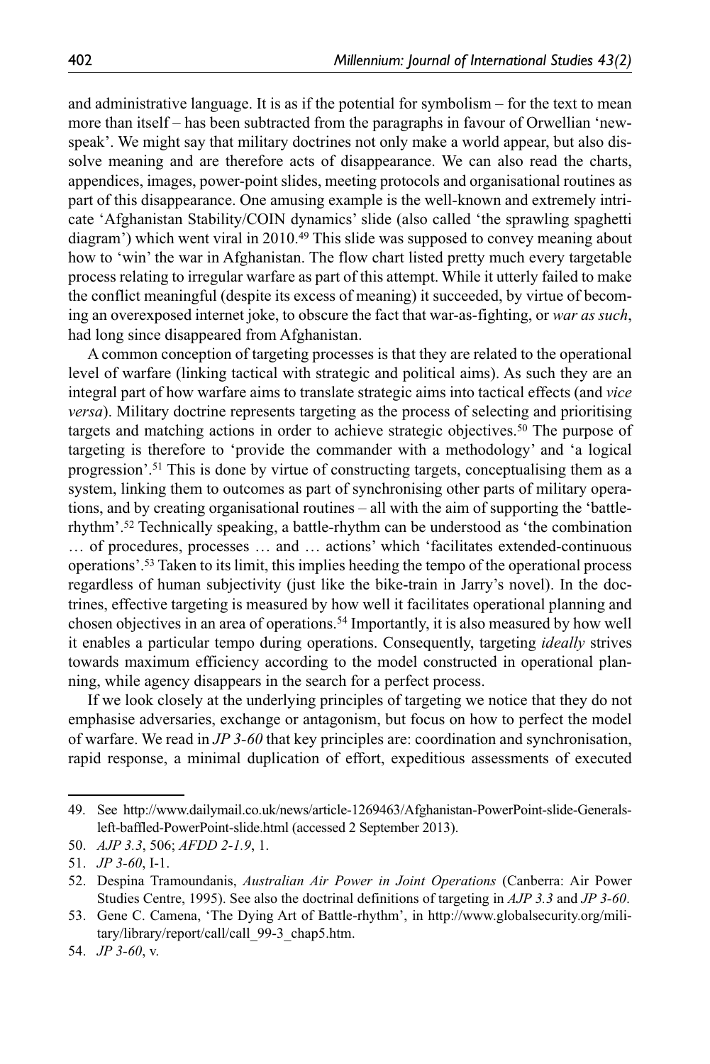and administrative language. It is as if the potential for symbolism – for the text to mean more than itself – has been subtracted from the paragraphs in favour of Orwellian 'newspeak'. We might say that military doctrines not only make a world appear, but also dissolve meaning and are therefore acts of disappearance. We can also read the charts, appendices, images, power-point slides, meeting protocols and organisational routines as part of this disappearance. One amusing example is the well-known and extremely intricate 'Afghanistan Stability/COIN dynamics' slide (also called 'the sprawling spaghetti diagram') which went viral in 2010.[49] This slide was supposed to convey meaning about how to 'win' the war in Afghanistan. The flow chart listed pretty much every targetable process relating to irregular warfare as part of this attempt. While it utterly failed to make the conflict meaningful (despite its excess of meaning) it succeeded, by virtue of becoming an overexposed internet joke, to obscure the fact that war-as-fighting, or *war as such*, had long since disappeared from Afghanistan.

A common conception of targeting processes is that they are related to the operational level of warfare (linking tactical with strategic and political aims). As such they are an integral part of how warfare aims to translate strategic aims into tactical effects (and *vice versa*). Military doctrine represents targeting as the process of selecting and prioritising targets and matching actions in order to achieve strategic objectives.[50] The purpose of targeting is therefore to 'provide the commander with a methodology' and 'a logical progression'.[51] This is done by virtue of constructing targets, conceptualising them as a system, linking them to outcomes as part of synchronising other parts of military operations, and by creating organisational routines – all with the aim of supporting the 'battle-rhythm'.[52] Technically speaking, a battle-rhythm can be understood as 'the combination … of procedures, processes … and … actions' which 'facilitates extended-continuous operations'.[53] Taken to its limit, this implies heeding the tempo of the operational process regardless of human subjectivity (just like the bike-train in Jarry's novel). In the doctrines, effective targeting is measured by how well it facilitates operational planning and chosen objectives in an area of operations.[54] Importantly, it is also measured by how well it enables a particular tempo during operations. Consequently, targeting *ideally* strives towards maximum efficiency according to the model constructed in operational planning, while agency disappears in the search for a perfect process.

If we look closely at the underlying principles of targeting we notice that they do not emphasise adversaries, exchange or antagonism, but focus on how to perfect the model of warfare. We read in *JP 3-60* that key principles are: coordination and synchronisation, rapid response, a minimal duplication of effort, expeditious assessments of executed

---

49. See http://www.dailymail.co.uk/news/article-1269463/Afghanistan-PowerPoint-slide-Generals-left-baffled-PowerPoint-slide.html (accessed 2 September 2013).
50. *AJP 3.3*, 506; *AFDD 2-1.9*, 1.
51. *JP 3-60*, I-1.
52. Despina Tramoundanis, *Australian Air Power in Joint Operations* (Canberra: Air Power Studies Centre, 1995). See also the doctrinal definitions of targeting in *AJP 3.3* and *JP 3-60*.
53. Gene C. Camena, 'The Dying Art of Battle-rhythm', in http://www.globalsecurity.org/military/library/report/call/call_99-3_chap5.htm.
54. *JP 3-60*, v.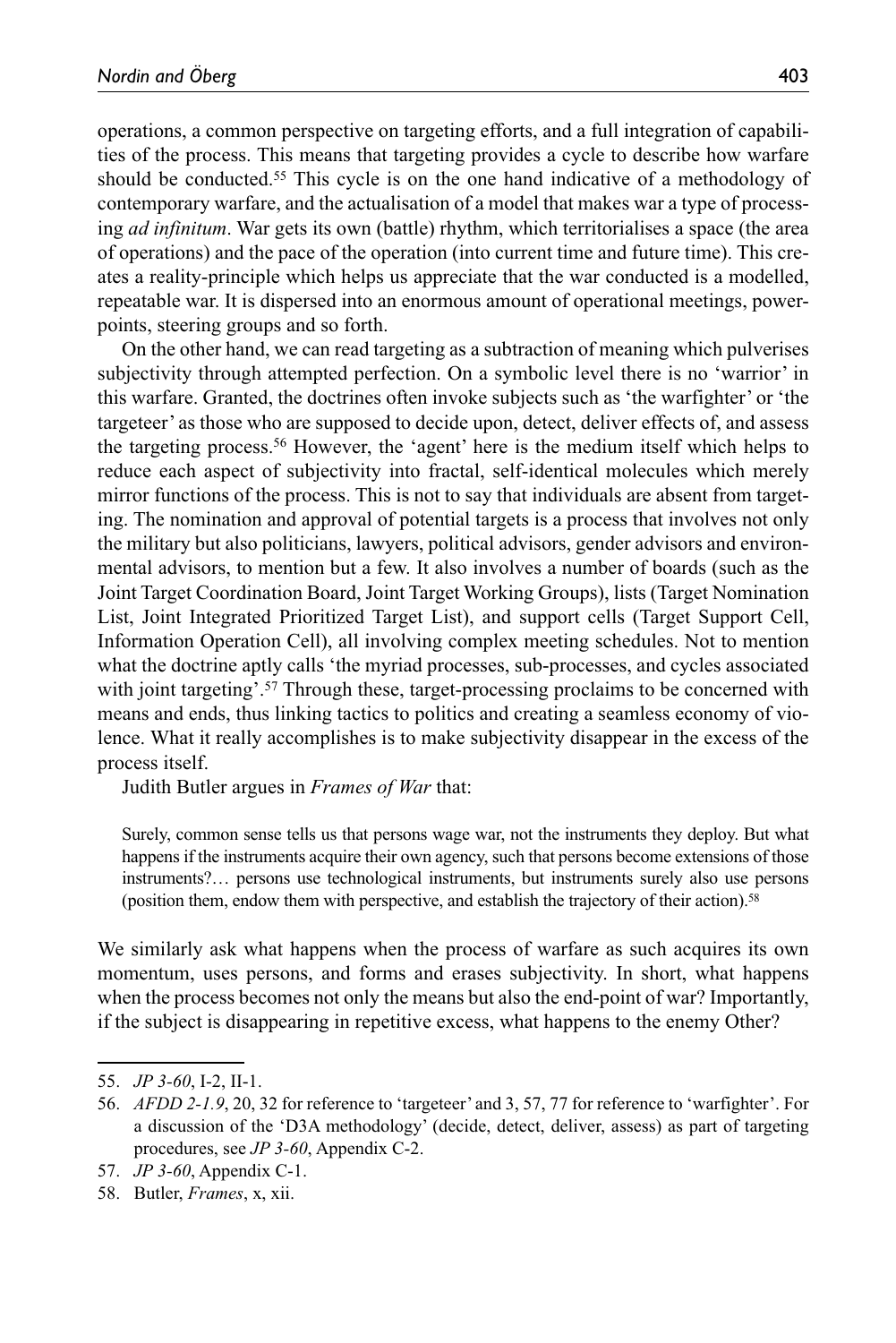operations, a common perspective on targeting efforts, and a full integration of capabilities of the process. This means that targeting provides a cycle to describe how warfare should be conducted.[55] This cycle is on the one hand indicative of a methodology of contemporary warfare, and the actualisation of a model that makes war a type of processing *ad infinitum*. War gets its own (battle) rhythm, which territorialises a space (the area of operations) and the pace of the operation (into current time and future time). This creates a reality-principle which helps us appreciate that the war conducted is a modelled, repeatable war. It is dispersed into an enormous amount of operational meetings, powerpoints, steering groups and so forth.

On the other hand, we can read targeting as a subtraction of meaning which pulverises subjectivity through attempted perfection. On a symbolic level there is no 'warrior' in this warfare. Granted, the doctrines often invoke subjects such as 'the warfighter' or 'the targeteer' as those who are supposed to decide upon, detect, deliver effects of, and assess the targeting process.[56] However, the 'agent' here is the medium itself which helps to reduce each aspect of subjectivity into fractal, self-identical molecules which merely mirror functions of the process. This is not to say that individuals are absent from targeting. The nomination and approval of potential targets is a process that involves not only the military but also politicians, lawyers, political advisors, gender advisors and environmental advisors, to mention but a few. It also involves a number of boards (such as the Joint Target Coordination Board, Joint Target Working Groups), lists (Target Nomination List, Joint Integrated Prioritized Target List), and support cells (Target Support Cell, Information Operation Cell), all involving complex meeting schedules. Not to mention what the doctrine aptly calls 'the myriad processes, sub-processes, and cycles associated with joint targeting'.[57] Through these, target-processing proclaims to be concerned with means and ends, thus linking tactics to politics and creating a seamless economy of violence. What it really accomplishes is to make subjectivity disappear in the excess of the process itself.

Judith Butler argues in *Frames of War* that:

> Surely, common sense tells us that persons wage war, not the instruments they deploy. But what happens if the instruments acquire their own agency, such that persons become extensions of those instruments?… persons use technological instruments, but instruments surely also use persons (position them, endow them with perspective, and establish the trajectory of their action).[58]

We similarly ask what happens when the process of warfare as such acquires its own momentum, uses persons, and forms and erases subjectivity. In short, what happens when the process becomes not only the means but also the end-point of war? Importantly, if the subject is disappearing in repetitive excess, what happens to the enemy Other?

55. *JP 3-60*, I-2, II-1.

56. *AFDD 2-1.9*, 20, 32 for reference to 'targeteer' and 3, 57, 77 for reference to 'warfighter'. For a discussion of the 'D3A methodology' (decide, detect, deliver, assess) as part of targeting procedures, see *JP 3-60*, Appendix C-2.

57. *JP 3-60*, Appendix C-1.

58. Butler, *Frames*, x, xii.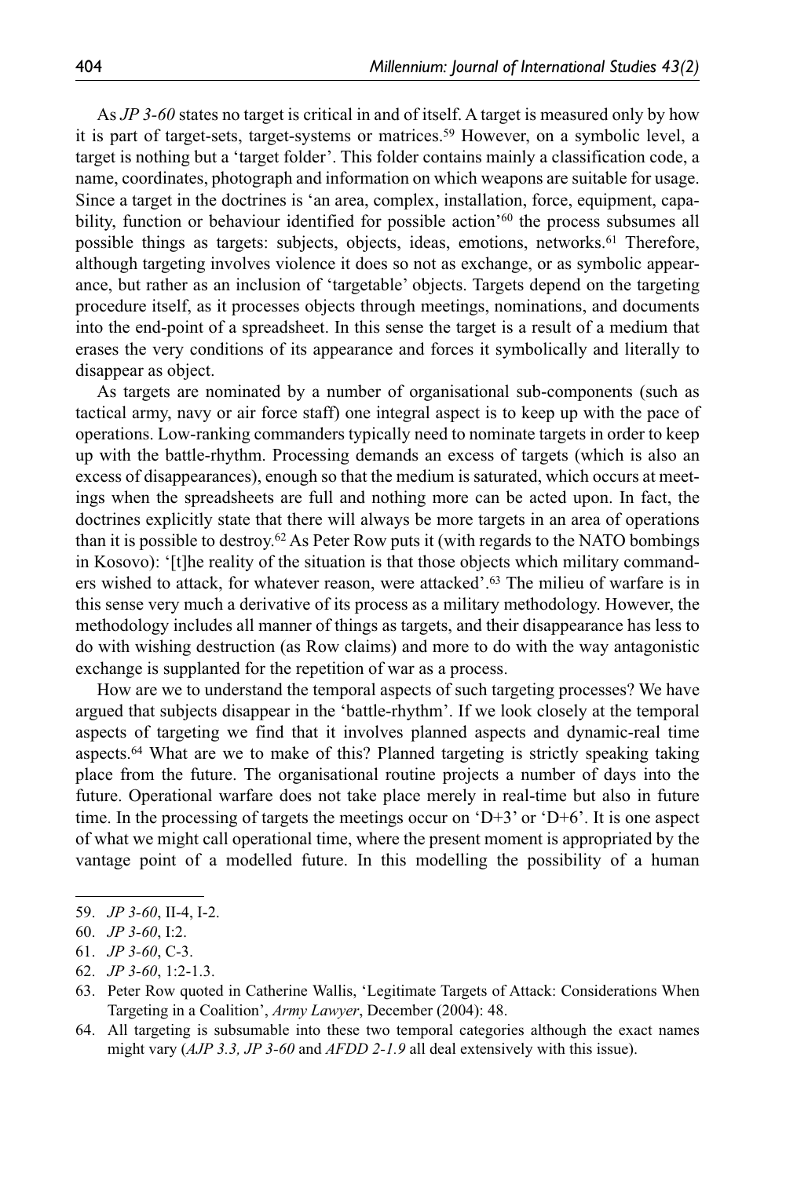As *JP 3-60* states no target is critical in and of itself. A target is measured only by how it is part of target-sets, target-systems or matrices.[59] However, on a symbolic level, a target is nothing but a 'target folder'. This folder contains mainly a classification code, a name, coordinates, photograph and information on which weapons are suitable for usage. Since a target in the doctrines is 'an area, complex, installation, force, equipment, capability, function or behaviour identified for possible action'[60] the process subsumes all possible things as targets: subjects, objects, ideas, emotions, networks.[61] Therefore, although targeting involves violence it does so not as exchange, or as symbolic appearance, but rather as an inclusion of 'targetable' objects. Targets depend on the targeting procedure itself, as it processes objects through meetings, nominations, and documents into the end-point of a spreadsheet. In this sense the target is a result of a medium that erases the very conditions of its appearance and forces it symbolically and literally to disappear as object.

As targets are nominated by a number of organisational sub-components (such as tactical army, navy or air force staff) one integral aspect is to keep up with the pace of operations. Low-ranking commanders typically need to nominate targets in order to keep up with the battle-rhythm. Processing demands an excess of targets (which is also an excess of disappearances), enough so that the medium is saturated, which occurs at meetings when the spreadsheets are full and nothing more can be acted upon. In fact, the doctrines explicitly state that there will always be more targets in an area of operations than it is possible to destroy.[62] As Peter Row puts it (with regards to the NATO bombings in Kosovo): '[t]he reality of the situation is that those objects which military commanders wished to attack, for whatever reason, were attacked'.[63] The milieu of warfare is in this sense very much a derivative of its process as a military methodology. However, the methodology includes all manner of things as targets, and their disappearance has less to do with wishing destruction (as Row claims) and more to do with the way antagonistic exchange is supplanted for the repetition of war as a process.

How are we to understand the temporal aspects of such targeting processes? We have argued that subjects disappear in the 'battle-rhythm'. If we look closely at the temporal aspects of targeting we find that it involves planned aspects and dynamic-real time aspects.[64] What are we to make of this? Planned targeting is strictly speaking taking place from the future. The organisational routine projects a number of days into the future. Operational warfare does not take place merely in real-time but also in future time. In the processing of targets the meetings occur on 'D+3' or 'D+6'. It is one aspect of what we might call operational time, where the present moment is appropriated by the vantage point of a modelled future. In this modelling the possibility of a human

59. *JP 3-60*, II-4, I-2.

60. *JP 3-60*, I:2.

61. *JP 3-60*, C-3.

62. *JP 3-60*, 1:2-1.3.

63. Peter Row quoted in Catherine Wallis, 'Legitimate Targets of Attack: Considerations When Targeting in a Coalition', *Army Lawyer*, December (2004): 48.

64. All targeting is subsumable into these two temporal categories although the exact names might vary (*AJP 3.3, JP 3-60* and *AFDD 2-1.9* all deal extensively with this issue).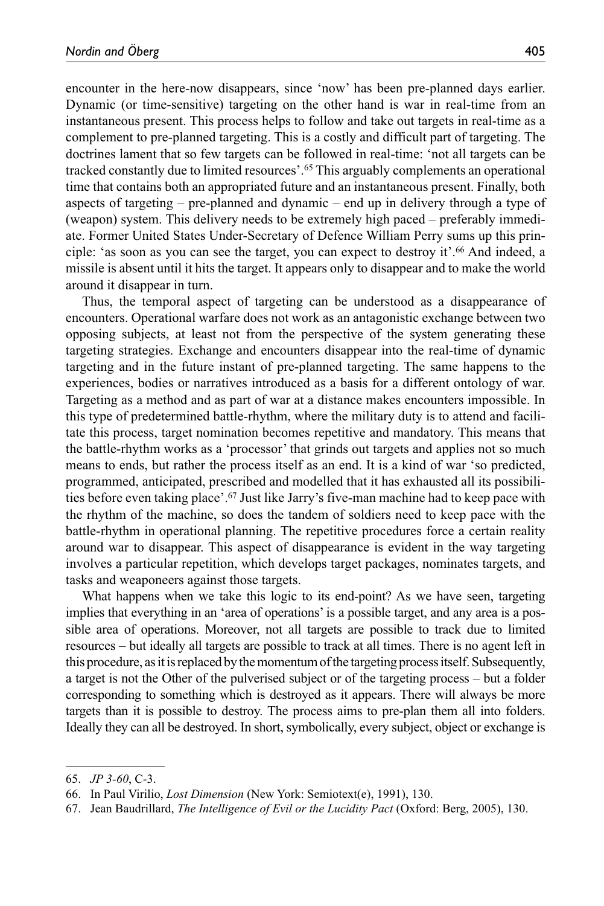encounter in the here-now disappears, since 'now' has been pre-planned days earlier. Dynamic (or time-sensitive) targeting on the other hand is war in real-time from an instantaneous present. This process helps to follow and take out targets in real-time as a complement to pre-planned targeting. This is a costly and difficult part of targeting. The doctrines lament that so few targets can be followed in real-time: 'not all targets can be tracked constantly due to limited resources'.[65] This arguably complements an operational time that contains both an appropriated future and an instantaneous present. Finally, both aspects of targeting – pre-planned and dynamic – end up in delivery through a type of (weapon) system. This delivery needs to be extremely high paced – preferably immediate. Former United States Under-Secretary of Defence William Perry sums up this principle: 'as soon as you can see the target, you can expect to destroy it'.[66] And indeed, a missile is absent until it hits the target. It appears only to disappear and to make the world around it disappear in turn.

Thus, the temporal aspect of targeting can be understood as a disappearance of encounters. Operational warfare does not work as an antagonistic exchange between two opposing subjects, at least not from the perspective of the system generating these targeting strategies. Exchange and encounters disappear into the real-time of dynamic targeting and in the future instant of pre-planned targeting. The same happens to the experiences, bodies or narratives introduced as a basis for a different ontology of war. Targeting as a method and as part of war at a distance makes encounters impossible. In this type of predetermined battle-rhythm, where the military duty is to attend and facilitate this process, target nomination becomes repetitive and mandatory. This means that the battle-rhythm works as a 'processor' that grinds out targets and applies not so much means to ends, but rather the process itself as an end. It is a kind of war 'so predicted, programmed, anticipated, prescribed and modelled that it has exhausted all its possibilities before even taking place'.[67] Just like Jarry's five-man machine had to keep pace with the rhythm of the machine, so does the tandem of soldiers need to keep pace with the battle-rhythm in operational planning. The repetitive procedures force a certain reality around war to disappear. This aspect of disappearance is evident in the way targeting involves a particular repetition, which develops target packages, nominates targets, and tasks and weaponeers against those targets.

What happens when we take this logic to its end-point? As we have seen, targeting implies that everything in an 'area of operations' is a possible target, and any area is a possible area of operations. Moreover, not all targets are possible to track due to limited resources – but ideally all targets are possible to track at all times. There is no agent left in this procedure, as it is replaced by the momentum of the targeting process itself. Subsequently, a target is not the Other of the pulverised subject or of the targeting process – but a folder corresponding to something which is destroyed as it appears. There will always be more targets than it is possible to destroy. The process aims to pre-plan them all into folders. Ideally they can all be destroyed. In short, symbolically, every subject, object or exchange is

65. *JP 3-60*, C-3.

66. In Paul Virilio, *Lost Dimension* (New York: Semiotext(e), 1991), 130.

67. Jean Baudrillard, *The Intelligence of Evil or the Lucidity Pact* (Oxford: Berg, 2005), 130.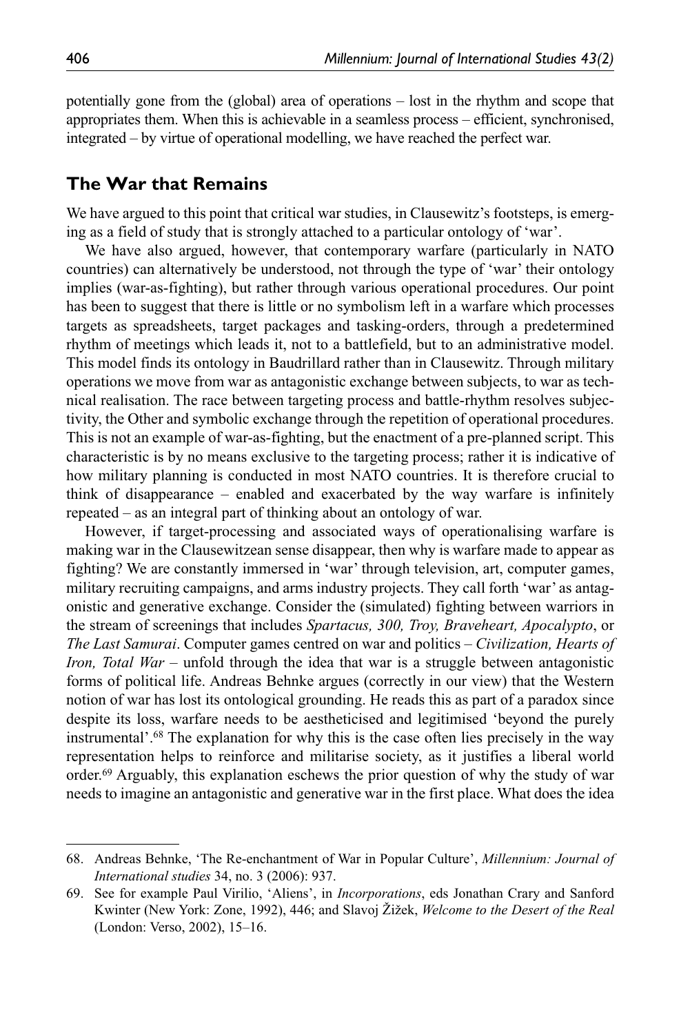potentially gone from the (global) area of operations – lost in the rhythm and scope that appropriates them. When this is achievable in a seamless process – efficient, synchronised, integrated – by virtue of operational modelling, we have reached the perfect war.

## The War that Remains

We have argued to this point that critical war studies, in Clausewitz's footsteps, is emerging as a field of study that is strongly attached to a particular ontology of 'war'.

We have also argued, however, that contemporary warfare (particularly in NATO countries) can alternatively be understood, not through the type of 'war' their ontology implies (war-as-fighting), but rather through various operational procedures. Our point has been to suggest that there is little or no symbolism left in a warfare which processes targets as spreadsheets, target packages and tasking-orders, through a predetermined rhythm of meetings which leads it, not to a battlefield, but to an administrative model. This model finds its ontology in Baudrillard rather than in Clausewitz. Through military operations we move from war as antagonistic exchange between subjects, to war as technical realisation. The race between targeting process and battle-rhythm resolves subjectivity, the Other and symbolic exchange through the repetition of operational procedures. This is not an example of war-as-fighting, but the enactment of a pre-planned script. This characteristic is by no means exclusive to the targeting process; rather it is indicative of how military planning is conducted in most NATO countries. It is therefore crucial to think of disappearance – enabled and exacerbated by the way warfare is infinitely repeated – as an integral part of thinking about an ontology of war.

However, if target-processing and associated ways of operationalising warfare is making war in the Clausewitzean sense disappear, then why is warfare made to appear as fighting? We are constantly immersed in 'war' through television, art, computer games, military recruiting campaigns, and arms industry projects. They call forth 'war' as antagonistic and generative exchange. Consider the (simulated) fighting between warriors in the stream of screenings that includes *Spartacus, 300, Troy, Braveheart, Apocalypto*, or *The Last Samurai*. Computer games centred on war and politics – *Civilization, Hearts of Iron, Total War* – unfold through the idea that war is a struggle between antagonistic forms of political life. Andreas Behnke argues (correctly in our view) that the Western notion of war has lost its ontological grounding. He reads this as part of a paradox since despite its loss, warfare needs to be aestheticised and legitimised 'beyond the purely instrumental'.[68] The explanation for why this is the case often lies precisely in the way representation helps to reinforce and militarise society, as it justifies a liberal world order.[69] Arguably, this explanation eschews the prior question of why the study of war needs to imagine an antagonistic and generative war in the first place. What does the idea

---

68. Andreas Behnke, 'The Re-enchantment of War in Popular Culture', *Millennium: Journal of International studies* 34, no. 3 (2006): 937.

69. See for example Paul Virilio, 'Aliens', in *Incorporations*, eds Jonathan Crary and Sanford Kwinter (New York: Zone, 1992), 446; and Slavoj Žižek, *Welcome to the Desert of the Real* (London: Verso, 2002), 15–16.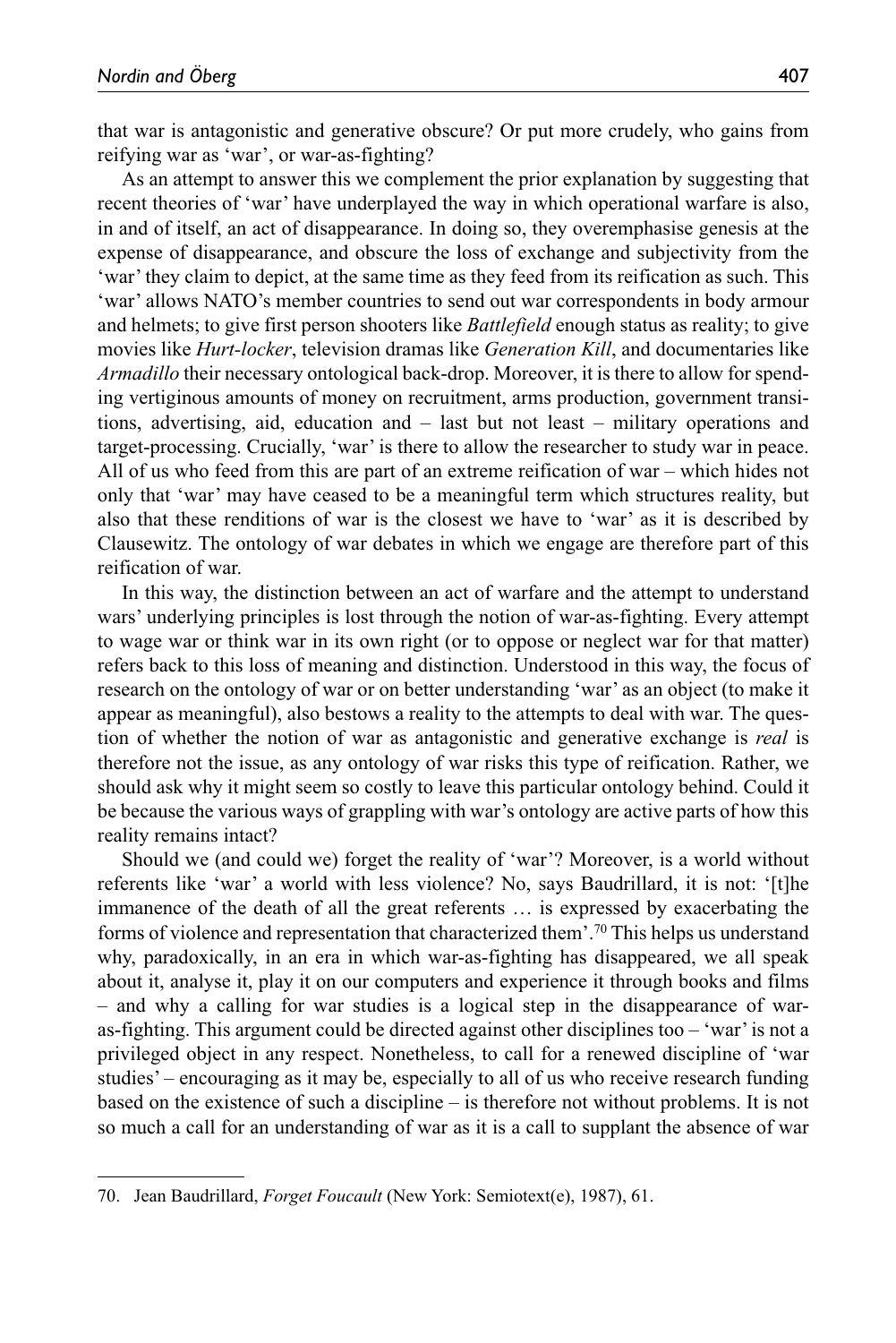that war is antagonistic and generative obscure? Or put more crudely, who gains from reifying war as 'war', or war-as-fighting?

As an attempt to answer this we complement the prior explanation by suggesting that recent theories of 'war' have underplayed the way in which operational warfare is also, in and of itself, an act of disappearance. In doing so, they overemphasise genesis at the expense of disappearance, and obscure the loss of exchange and subjectivity from the 'war' they claim to depict, at the same time as they feed from its reification as such. This 'war' allows NATO's member countries to send out war correspondents in body armour and helmets; to give first person shooters like *Battlefield* enough status as reality; to give movies like *Hurt-locker*, television dramas like *Generation Kill*, and documentaries like *Armadillo* their necessary ontological back-drop. Moreover, it is there to allow for spending vertiginous amounts of money on recruitment, arms production, government transitions, advertising, aid, education and – last but not least – military operations and target-processing. Crucially, 'war' is there to allow the researcher to study war in peace. All of us who feed from this are part of an extreme reification of war – which hides not only that 'war' may have ceased to be a meaningful term which structures reality, but also that these renditions of war is the closest we have to 'war' as it is described by Clausewitz. The ontology of war debates in which we engage are therefore part of this reification of war.

In this way, the distinction between an act of warfare and the attempt to understand wars' underlying principles is lost through the notion of war-as-fighting. Every attempt to wage war or think war in its own right (or to oppose or neglect war for that matter) refers back to this loss of meaning and distinction. Understood in this way, the focus of research on the ontology of war or on better understanding 'war' as an object (to make it appear as meaningful), also bestows a reality to the attempts to deal with war. The question of whether the notion of war as antagonistic and generative exchange is *real* is therefore not the issue, as any ontology of war risks this type of reification. Rather, we should ask why it might seem so costly to leave this particular ontology behind. Could it be because the various ways of grappling with war's ontology are active parts of how this reality remains intact?

Should we (and could we) forget the reality of 'war'? Moreover, is a world without referents like 'war' a world with less violence? No, says Baudrillard, it is not: '[t]he immanence of the death of all the great referents … is expressed by exacerbating the forms of violence and representation that characterized them'.[70] This helps us understand why, paradoxically, in an era in which war-as-fighting has disappeared, we all speak about it, analyse it, play it on our computers and experience it through books and films – and why a calling for war studies is a logical step in the disappearance of war-as-fighting. This argument could be directed against other disciplines too – 'war' is not a privileged object in any respect. Nonetheless, to call for a renewed discipline of 'war studies' – encouraging as it may be, especially to all of us who receive research funding based on the existence of such a discipline – is therefore not without problems. It is not so much a call for an understanding of war as it is a call to supplant the absence of war

70. Jean Baudrillard, *Forget Foucault* (New York: Semiotext(e), 1987), 61.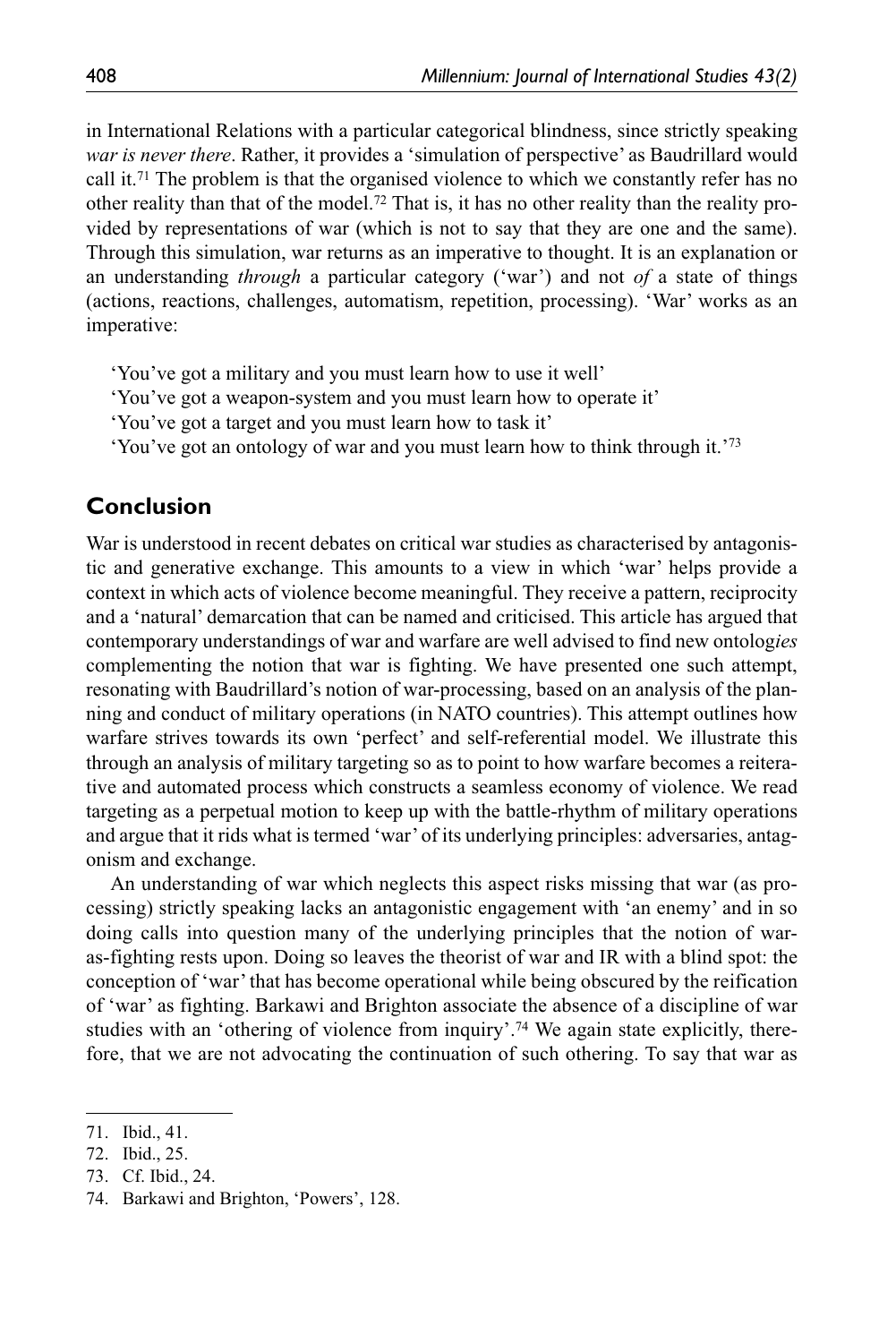in International Relations with a particular categorical blindness, since strictly speaking *war is never there*. Rather, it provides a 'simulation of perspective' as Baudrillard would call it.[71] The problem is that the organised violence to which we constantly refer has no other reality than that of the model.[72] That is, it has no other reality than the reality provided by representations of war (which is not to say that they are one and the same). Through this simulation, war returns as an imperative to thought. It is an explanation or an understanding *through* a particular category ('war') and not *of* a state of things (actions, reactions, challenges, automatism, repetition, processing). 'War' works as an imperative:

'You've got a military and you must learn how to use it well'
'You've got a weapon-system and you must learn how to operate it'
'You've got a target and you must learn how to task it'
'You've got an ontology of war and you must learn how to think through it.'[73]

## Conclusion

War is understood in recent debates on critical war studies as characterised by antagonistic and generative exchange. This amounts to a view in which 'war' helps provide a context in which acts of violence become meaningful. They receive a pattern, reciprocity and a 'natural' demarcation that can be named and criticised. This article has argued that contemporary understandings of war and warfare are well advised to find new ontolog*ies* complementing the notion that war is fighting. We have presented one such attempt, resonating with Baudrillard's notion of war-processing, based on an analysis of the planning and conduct of military operations (in NATO countries). This attempt outlines how warfare strives towards its own 'perfect' and self-referential model. We illustrate this through an analysis of military targeting so as to point to how warfare becomes a reiterative and automated process which constructs a seamless economy of violence. We read targeting as a perpetual motion to keep up with the battle-rhythm of military operations and argue that it rids what is termed 'war' of its underlying principles: adversaries, antagonism and exchange.

An understanding of war which neglects this aspect risks missing that war (as processing) strictly speaking lacks an antagonistic engagement with 'an enemy' and in so doing calls into question many of the underlying principles that the notion of war-as-fighting rests upon. Doing so leaves the theorist of war and IR with a blind spot: the conception of 'war' that has become operational while being obscured by the reification of 'war' as fighting. Barkawi and Brighton associate the absence of a discipline of war studies with an 'othering of violence from inquiry'.[74] We again state explicitly, therefore, that we are not advocating the continuation of such othering. To say that war as

71. Ibid., 41.
72. Ibid., 25.
73. Cf. Ibid., 24.
74. Barkawi and Brighton, 'Powers', 128.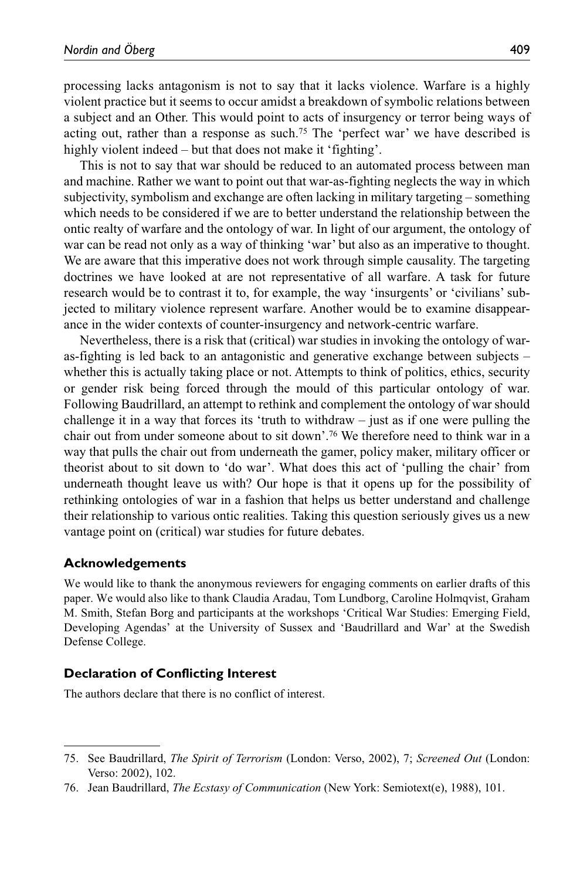processing lacks antagonism is not to say that it lacks violence. Warfare is a highly violent practice but it seems to occur amidst a breakdown of symbolic relations between a subject and an Other. This would point to acts of insurgency or terror being ways of acting out, rather than a response as such.[75] The 'perfect war' we have described is highly violent indeed – but that does not make it 'fighting'.

This is not to say that war should be reduced to an automated process between man and machine. Rather we want to point out that war-as-fighting neglects the way in which subjectivity, symbolism and exchange are often lacking in military targeting – something which needs to be considered if we are to better understand the relationship between the ontic realty of warfare and the ontology of war. In light of our argument, the ontology of war can be read not only as a way of thinking 'war' but also as an imperative to thought. We are aware that this imperative does not work through simple causality. The targeting doctrines we have looked at are not representative of all warfare. A task for future research would be to contrast it to, for example, the way 'insurgents' or 'civilians' subjected to military violence represent warfare. Another would be to examine disappearance in the wider contexts of counter-insurgency and network-centric warfare.

Nevertheless, there is a risk that (critical) war studies in invoking the ontology of war-as-fighting is led back to an antagonistic and generative exchange between subjects – whether this is actually taking place or not. Attempts to think of politics, ethics, security or gender risk being forced through the mould of this particular ontology of war. Following Baudrillard, an attempt to rethink and complement the ontology of war should challenge it in a way that forces its 'truth to withdraw – just as if one were pulling the chair out from under someone about to sit down'.[76] We therefore need to think war in a way that pulls the chair out from underneath the gamer, policy maker, military officer or theorist about to sit down to 'do war'. What does this act of 'pulling the chair' from underneath thought leave us with? Our hope is that it opens up for the possibility of rethinking ontologies of war in a fashion that helps us better understand and challenge their relationship to various ontic realities. Taking this question seriously gives us a new vantage point on (critical) war studies for future debates.

### Acknowledgements

We would like to thank the anonymous reviewers for engaging comments on earlier drafts of this paper. We would also like to thank Claudia Aradau, Tom Lundborg, Caroline Holmqvist, Graham M. Smith, Stefan Borg and participants at the workshops 'Critical War Studies: Emerging Field, Developing Agendas' at the University of Sussex and 'Baudrillard and War' at the Swedish Defense College.

### Declaration of Conflicting Interest

The authors declare that there is no conflict of interest.

---

75. See Baudrillard, *The Spirit of Terrorism* (London: Verso, 2002), 7; *Screened Out* (London: Verso: 2002), 102.
76. Jean Baudrillard, *The Ecstasy of Communication* (New York: Semiotext(e), 1988), 101.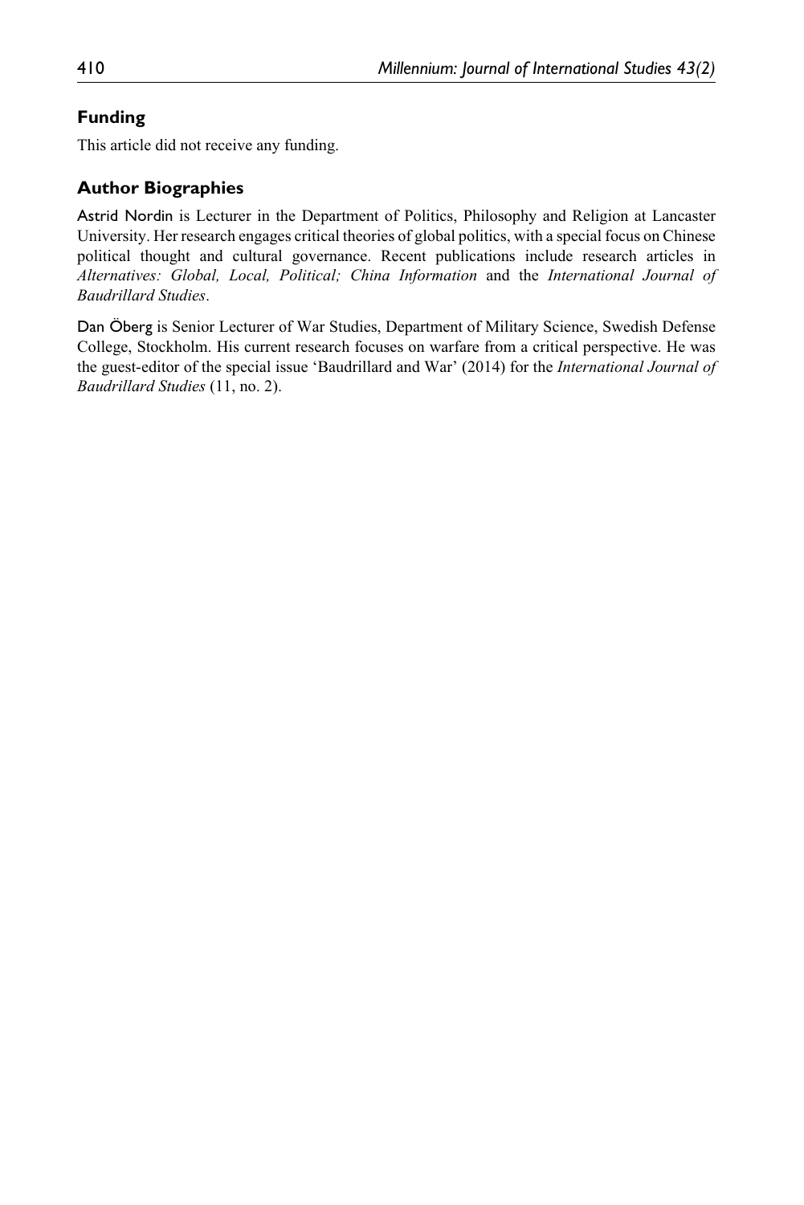## Funding

This article did not receive any funding.

## Author Biographies

Astrid Nordin is Lecturer in the Department of Politics, Philosophy and Religion at Lancaster University. Her research engages critical theories of global politics, with a special focus on Chinese political thought and cultural governance. Recent publications include research articles in *Alternatives: Global, Local, Political; China Information* and the *International Journal of Baudrillard Studies*.

Dan Öberg is Senior Lecturer of War Studies, Department of Military Science, Swedish Defense College, Stockholm. His current research focuses on warfare from a critical perspective. He was the guest-editor of the special issue 'Baudrillard and War' (2014) for the *International Journal of Baudrillard Studies* (11, no. 2).